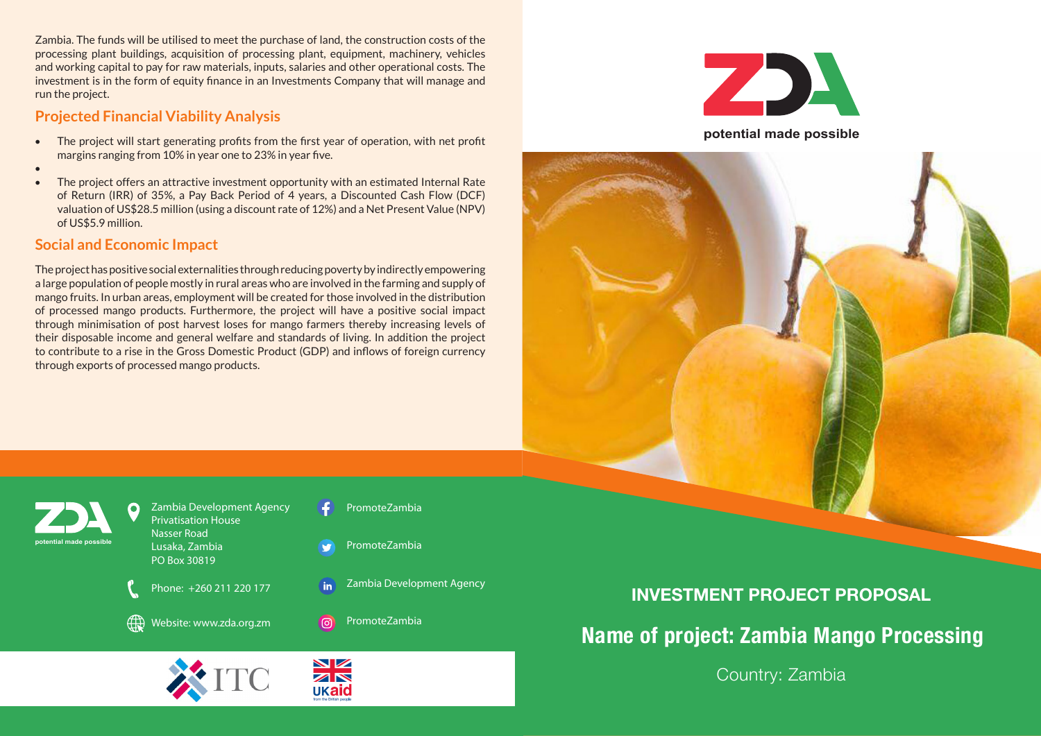Zambia. The funds will be utilised to meet the purchase of land, the construction costs of the processing plant buildings, acquisition of processing plant, equipment, machinery, vehicles and working capital to pay for raw materials, inputs, salaries and other operational costs. The investment is in the form of equity finance in an Investments Company that will manage and run the project.

## Projected Financial Viability Analysis

- The project will start generating profits from the first year of operation, with net profit margins ranging from 10% in year one to 23% in year five.
- The project offers an attractive investment opportunity with an estimated Internal Rate of Return (IRR) of 35%, a Pay Back Period of 4 years, a Discounted Cash Flow (DCF) valuation of US$28.5 million (using a discount rate of 12%) and a Net Present Value (NPV) of US$5.9 million.

## Social and Economic Impact

The project has positive social externalities through reducing poverty by indirectly empowering a large population of people mostly in rural areas who are involved in the farming and supply of mango fruits. In urban areas, employment will be created for those involved in the distribution of processed mango products. Furthermore, the project will have a positive social impact through minimisation of post harvest loses for mango farmers thereby increasing levels of their disposable income and general welfare and standards of living. In addition the project to contribute to a rise in the Gross Domestic Product (GDP) and inflows of foreign currency through exports of processed mango products.

ZDA potential made possible

Zambia Development Agency
Privatisation House
Nasser Road
Lusaka, Zambia
PO Box 30819

Phone: +260 211 220 177

Website: www.zda.org.zm

Facebook: PromoteZambia

Twitter: PromoteZambia

LinkedIn: Zambia Development Agency

Instagram: PromoteZambia

ITC

UKaid from the British people

ZDA potential made possible

# INVESTMENT PROJECT PROPOSAL

## Name of project: Zambia Mango Processing

Country: Zambia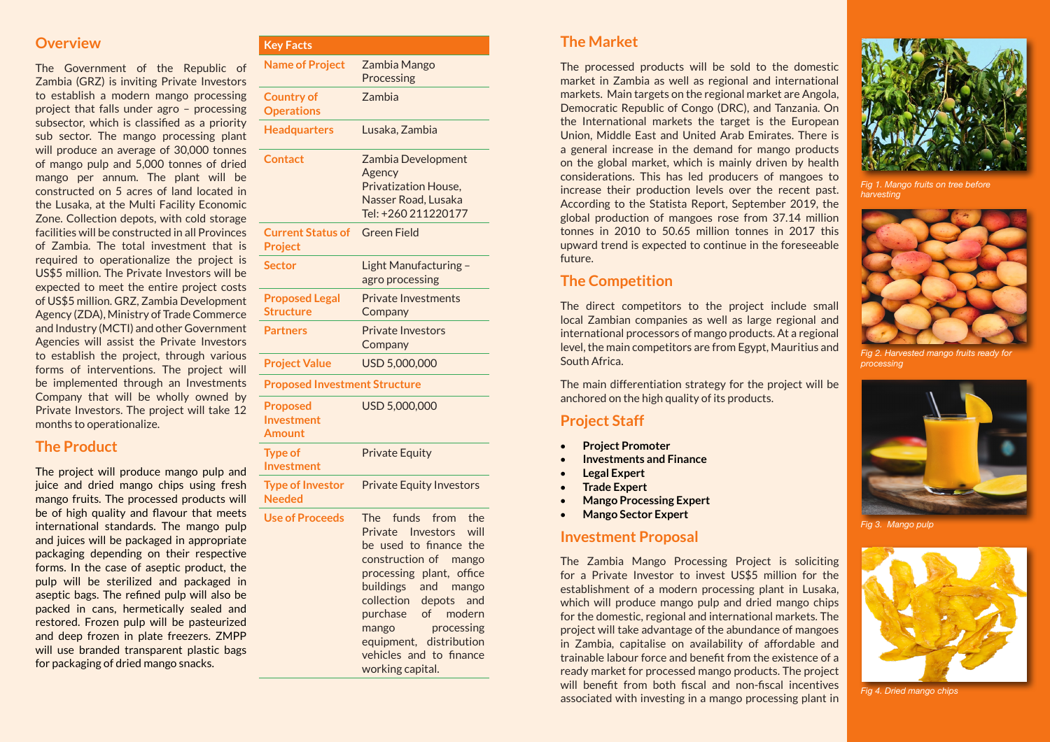## Overview

The Government of the Republic of Zambia (GRZ) is inviting Private Investors to establish a modern mango processing project that falls under agro – processing subsector, which is classified as a priority sub sector. The mango processing plant will produce an average of 30,000 tonnes of mango pulp and 5,000 tonnes of dried mango per annum. The plant will be constructed on 5 acres of land located in the Lusaka, at the Multi Facility Economic Zone. Collection depots, with cold storage facilities will be constructed in all Provinces of Zambia. The total investment that is required to operationalize the project is US$5 million. The Private Investors will be expected to meet the entire project costs of US$5 million. GRZ, Zambia Development Agency (ZDA), Ministry of Trade Commerce and Industry (MCTI) and other Government Agencies will assist the Private Investors to establish the project, through various forms of interventions. The project will be implemented through an Investments Company that will be wholly owned by Private Investors. The project will take 12 months to operationalize.

## The Product

The project will produce mango pulp and juice and dried mango chips using fresh mango fruits. The processed products will be of high quality and flavour that meets international standards. The mango pulp and juices will be packaged in appropriate packaging depending on their respective forms. In the case of aseptic product, the pulp will be sterilized and packaged in aseptic bags. The refined pulp will also be packed in cans, hermetically sealed and restored. Frozen pulp will be pasteurized and deep frozen in plate freezers. ZMPP will use branded transparent plastic bags for packaging of dried mango snacks.

| Key Facts | |
|---|---|
| Name of Project | Zambia Mango Processing |
| Country of Operations | Zambia |
| Headquarters | Lusaka, Zambia |
| Contact | Zambia Development Agency Privatization House, Nasser Road, Lusaka Tel: +260 211220177 |
| Current Status of Project | Green Field |
| Sector | Light Manufacturing – agro processing |
| Proposed Legal Structure | Private Investments Company |
| Partners | Private Investors Company |
| Project Value | USD 5,000,000 |
| **Proposed Investment Structure** | |
| Proposed Investment Amount | USD 5,000,000 |
| Type of Investment | Private Equity |
| Type of Investor Needed | Private Equity Investors |
| Use of Proceeds | The funds from the Private Investors will be used to finance the construction of mango processing plant, office buildings and mango collection depots and purchase of modern mango processing equipment, distribution vehicles and to finance working capital. |

## The Market

The processed products will be sold to the domestic market in Zambia as well as regional and international markets. Main targets on the regional market are Angola, Democratic Republic of Congo (DRC), and Tanzania. On the International markets the target is the European Union, Middle East and United Arab Emirates. There is a general increase in the demand for mango products on the global market, which is mainly driven by health considerations. This has led producers of mangoes to increase their production levels over the recent past. According to the Statista Report, September 2019, the global production of mangoes rose from 37.14 million tonnes in 2010 to 50.65 million tonnes in 2017 this upward trend is expected to continue in the foreseeable future.

## The Competition

The direct competitors to the project include small local Zambian companies as well as large regional and international processors of mango products. At a regional level, the main competitors are from Egypt, Mauritius and South Africa.

The main differentiation strategy for the project will be anchored on the high quality of its products.

## Project Staff

- **Project Promoter**
- **Investments and Finance**
- **Legal Expert**
- **Trade Expert**
- **Mango Processing Expert**
- **Mango Sector Expert**

## Investment Proposal

The Zambia Mango Processing Project is soliciting for a Private Investor to invest US$5 million for the establishment of a modern processing plant in Lusaka, which will produce mango pulp and dried mango chips for the domestic, regional and international markets. The project will take advantage of the abundance of mangoes in Zambia, capitalise on availability of affordable and trainable labour force and benefit from the existence of a ready market for processed mango products. The project will benefit from both fiscal and non-fiscal incentives associated with investing in a mango processing plant in

*Fig 1. Mango fruits on tree before harvesting*

*Fig 2. Harvested mango fruits ready for processing*

*Fig 3. Mango pulp*

*Fig 4. Dried mango chips*